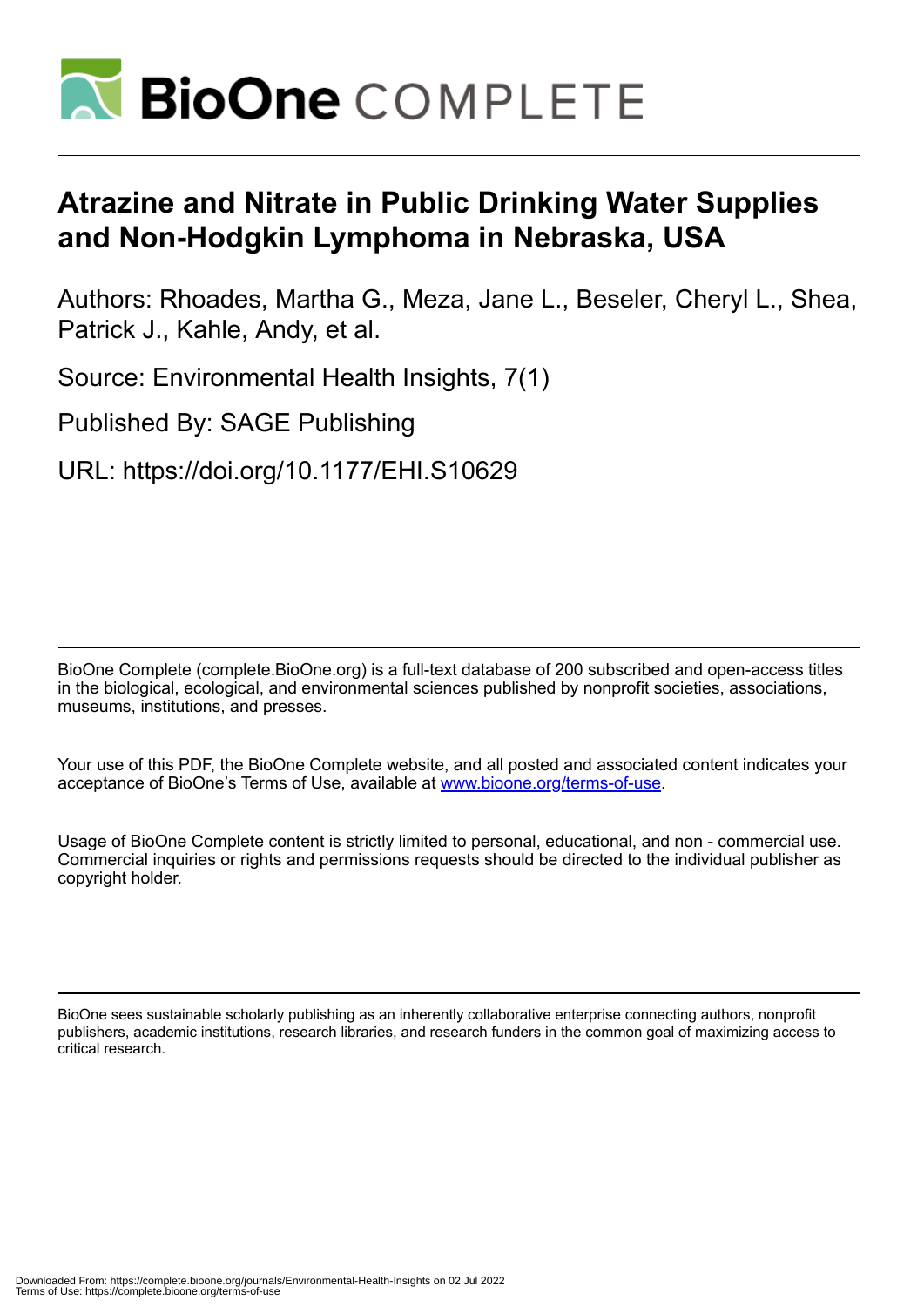# Atrazine and Nitrate in Public Drinking Water Supplies and Non-Hodgkin Lymphoma in Nebraska, USA

Authors: Rhoades, Martha G., Meza, Jane L., Beseler, Cheryl L., Shea, Patrick J., Kahle, Andy, et al.

Source: Environmental Health Insights, 7(1)

Published By: SAGE Publishing

URL: https://doi.org/10.1177/EHI.S10629

BioOne Complete (complete.BioOne.org) is a full-text database of 200 subscribed and open-access titles in the biological, ecological, and environmental sciences published by nonprofit societies, associations, museums, institutions, and presses.

Your use of this PDF, the BioOne Complete website, and all posted and associated content indicates your acceptance of BioOne's Terms of Use, available at www.bioone.org/terms-of-use.

Usage of BioOne Complete content is strictly limited to personal, educational, and non - commercial use. Commercial inquiries or rights and permissions requests should be directed to the individual publisher as copyright holder.

BioOne sees sustainable scholarly publishing as an inherently collaborative enterprise connecting authors, nonprofit publishers, academic institutions, research libraries, and research funders in the common goal of maximizing access to critical research.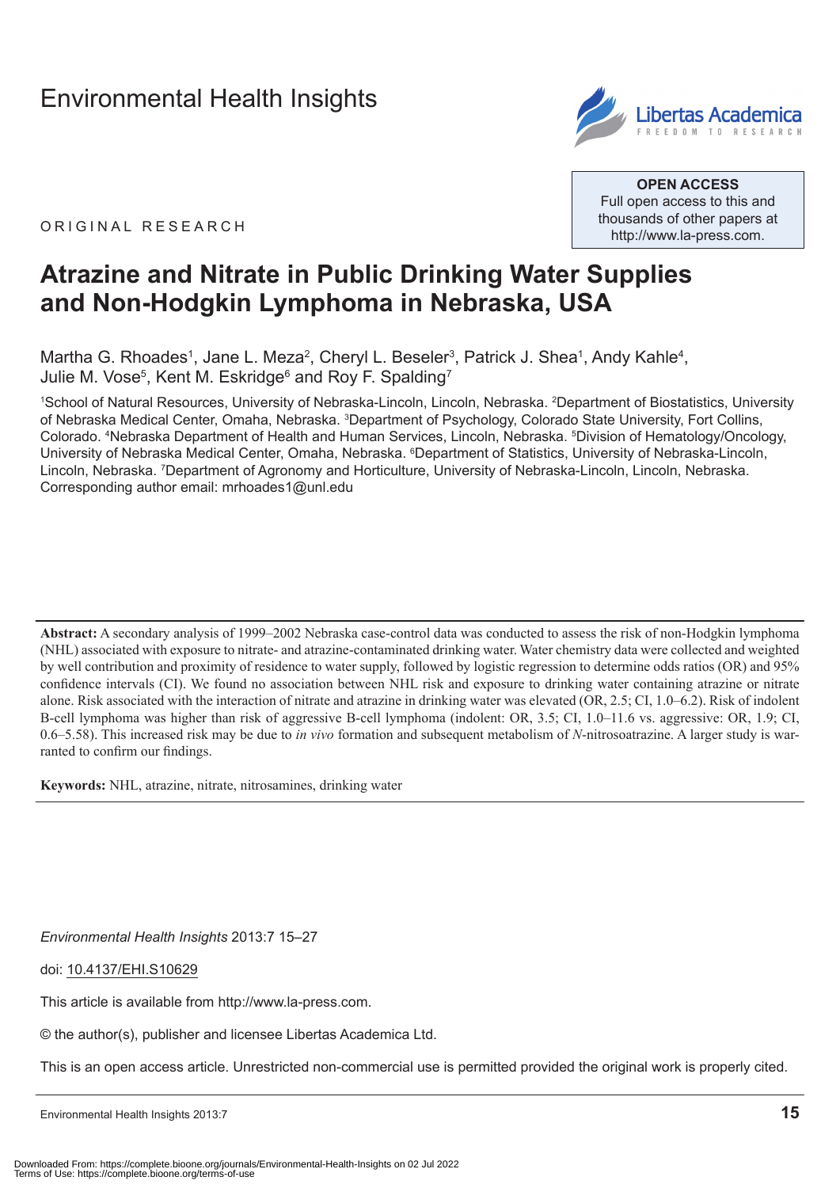Environmental Health Insights

ORIGINAL RESEARCH

OPEN ACCESS
Full open access to this and thousands of other papers at http://www.la-press.com.

# Atrazine and Nitrate in Public Drinking Water Supplies and Non-Hodgkin Lymphoma in Nebraska, USA

Martha G. Rhoades[1], Jane L. Meza[2], Cheryl L. Beseler[3], Patrick J. Shea[1], Andy Kahle[4], Julie M. Vose[5], Kent M. Eskridge[6] and Roy F. Spalding[7]

[1]School of Natural Resources, University of Nebraska-Lincoln, Lincoln, Nebraska. [2]Department of Biostatistics, University of Nebraska Medical Center, Omaha, Nebraska. [3]Department of Psychology, Colorado State University, Fort Collins, Colorado. [4]Nebraska Department of Health and Human Services, Lincoln, Nebraska. [5]Division of Hematology/Oncology, University of Nebraska Medical Center, Omaha, Nebraska. [6]Department of Statistics, University of Nebraska-Lincoln, Lincoln, Nebraska. [7]Department of Agronomy and Horticulture, University of Nebraska-Lincoln, Lincoln, Nebraska. Corresponding author email: mrhoades1@unl.edu

**Abstract:** A secondary analysis of 1999–2002 Nebraska case-control data was conducted to assess the risk of non-Hodgkin lymphoma (NHL) associated with exposure to nitrate- and atrazine-contaminated drinking water. Water chemistry data were collected and weighted by well contribution and proximity of residence to water supply, followed by logistic regression to determine odds ratios (OR) and 95% confidence intervals (CI). We found no association between NHL risk and exposure to drinking water containing atrazine or nitrate alone. Risk associated with the interaction of nitrate and atrazine in drinking water was elevated (OR, 2.5; CI, 1.0–6.2). Risk of indolent B-cell lymphoma was higher than risk of aggressive B-cell lymphoma (indolent: OR, 3.5; CI, 1.0–11.6 vs. aggressive: OR, 1.9; CI, 0.6–5.58). This increased risk may be due to *in vivo* formation and subsequent metabolism of *N*-nitrosoatrazine. A larger study is warranted to confirm our findings.

**Keywords:** NHL, atrazine, nitrate, nitrosamines, drinking water

*Environmental Health Insights* 2013:7 15–27

doi: 10.4137/EHI.S10629

This article is available from http://www.la-press.com.

© the author(s), publisher and licensee Libertas Academica Ltd.

This is an open access article. Unrestricted non-commercial use is permitted provided the original work is properly cited.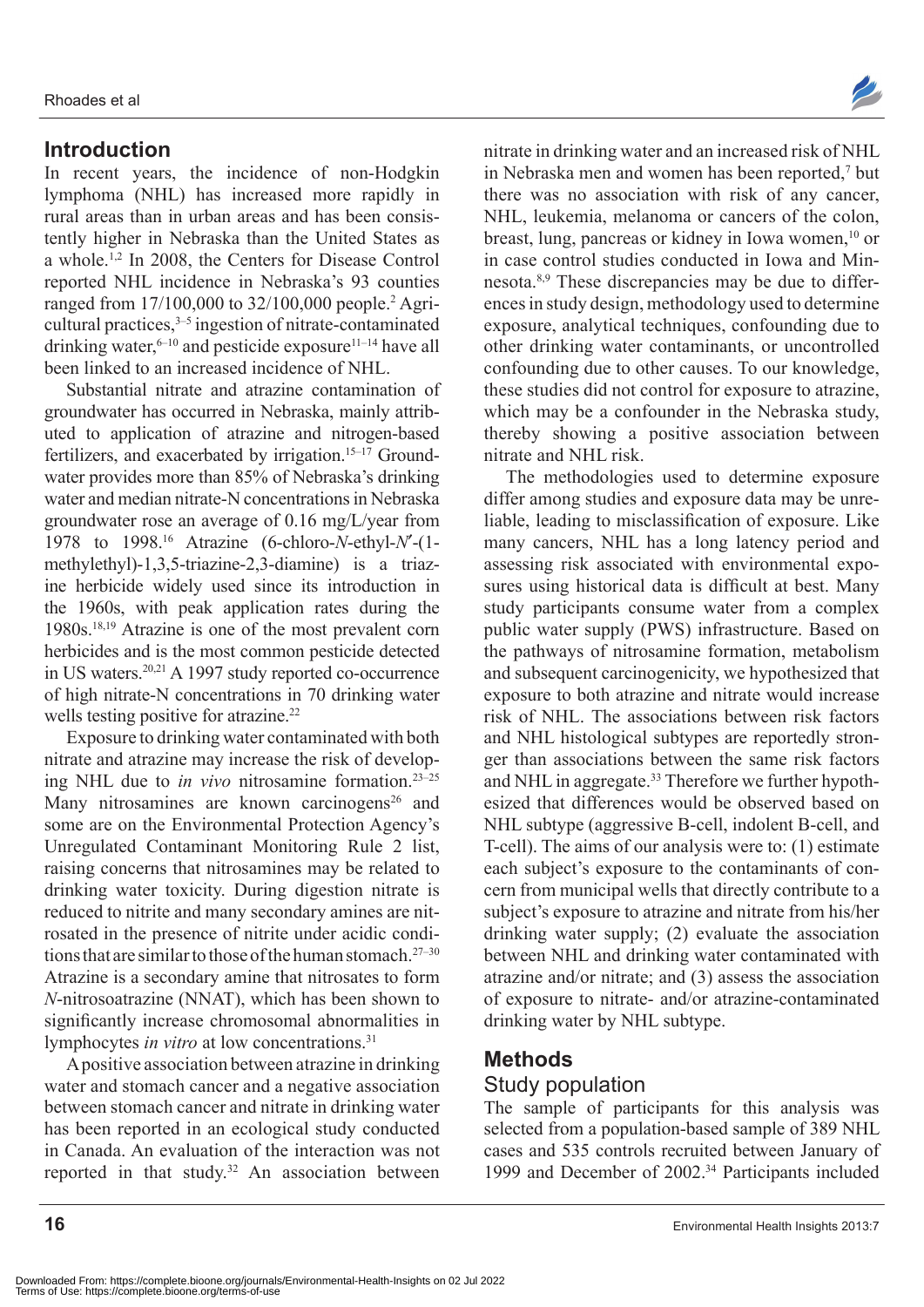## Introduction

In recent years, the incidence of non-Hodgkin lymphoma (NHL) has increased more rapidly in rural areas than in urban areas and has been consistently higher in Nebraska than the United States as a whole.[1,2] In 2008, the Centers for Disease Control reported NHL incidence in Nebraska's 93 counties ranged from 17/100,000 to 32/100,000 people.[2] Agricultural practices,[3–5] ingestion of nitrate-contaminated drinking water,[6–10] and pesticide exposure[11–14] have all been linked to an increased incidence of NHL.

Substantial nitrate and atrazine contamination of groundwater has occurred in Nebraska, mainly attributed to application of atrazine and nitrogen-based fertilizers, and exacerbated by irrigation.[15–17] Groundwater provides more than 85% of Nebraska's drinking water and median nitrate-N concentrations in Nebraska groundwater rose an average of 0.16 mg/L/year from 1978 to 1998.[16] Atrazine (6-chloro-*N*-ethyl-*N*′-(1-methylethyl)-1,3,5-triazine-2,3-diamine) is a triazine herbicide widely used since its introduction in the 1960s, with peak application rates during the 1980s.[18,19] Atrazine is one of the most prevalent corn herbicides and is the most common pesticide detected in US waters.[20,21] A 1997 study reported co-occurrence of high nitrate-N concentrations in 70 drinking water wells testing positive for atrazine.[22]

Exposure to drinking water contaminated with both nitrate and atrazine may increase the risk of developing NHL due to *in vivo* nitrosamine formation.[23–25] Many nitrosamines are known carcinogens[26] and some are on the Environmental Protection Agency's Unregulated Contaminant Monitoring Rule 2 list, raising concerns that nitrosamines may be related to drinking water toxicity. During digestion nitrate is reduced to nitrite and many secondary amines are nitrosated in the presence of nitrite under acidic conditions that are similar to those of the human stomach.[27–30] Atrazine is a secondary amine that nitrosates to form *N*-nitrosoatrazine (NNAT), which has been shown to significantly increase chromosomal abnormalities in lymphocytes *in vitro* at low concentrations.[31]

A positive association between atrazine in drinking water and stomach cancer and a negative association between stomach cancer and nitrate in drinking water has been reported in an ecological study conducted in Canada. An evaluation of the interaction was not reported in that study.[32] An association between nitrate in drinking water and an increased risk of NHL in Nebraska men and women has been reported,[7] but there was no association with risk of any cancer, NHL, leukemia, melanoma or cancers of the colon, breast, lung, pancreas or kidney in Iowa women,[10] or in case control studies conducted in Iowa and Minnesota.[8,9] These discrepancies may be due to differences in study design, methodology used to determine exposure, analytical techniques, confounding due to other drinking water contaminants, or uncontrolled confounding due to other causes. To our knowledge, these studies did not control for exposure to atrazine, which may be a confounder in the Nebraska study, thereby showing a positive association between nitrate and NHL risk.

The methodologies used to determine exposure differ among studies and exposure data may be unreliable, leading to misclassification of exposure. Like many cancers, NHL has a long latency period and assessing risk associated with environmental exposures using historical data is difficult at best. Many study participants consume water from a complex public water supply (PWS) infrastructure. Based on the pathways of nitrosamine formation, metabolism and subsequent carcinogenicity, we hypothesized that exposure to both atrazine and nitrate would increase risk of NHL. The associations between risk factors and NHL histological subtypes are reportedly stronger than associations between the same risk factors and NHL in aggregate.[33] Therefore we further hypothesized that differences would be observed based on NHL subtype (aggressive B-cell, indolent B-cell, and T-cell). The aims of our analysis were to: (1) estimate each subject's exposure to the contaminants of concern from municipal wells that directly contribute to a subject's exposure to atrazine and nitrate from his/her drinking water supply; (2) evaluate the association between NHL and drinking water contaminated with atrazine and/or nitrate; and (3) assess the association of exposure to nitrate- and/or atrazine-contaminated drinking water by NHL subtype.

## Methods

### Study population

The sample of participants for this analysis was selected from a population-based sample of 389 NHL cases and 535 controls recruited between January of 1999 and December of 2002.[34] Participants included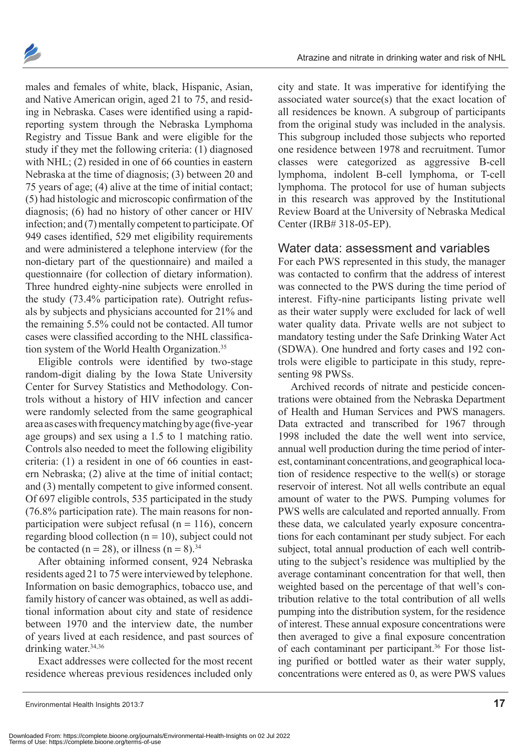males and females of white, black, Hispanic, Asian, and Native American origin, aged 21 to 75, and residing in Nebraska. Cases were identified using a rapid-reporting system through the Nebraska Lymphoma Registry and Tissue Bank and were eligible for the study if they met the following criteria: (1) diagnosed with NHL; (2) resided in one of 66 counties in eastern Nebraska at the time of diagnosis; (3) between 20 and 75 years of age; (4) alive at the time of initial contact; (5) had histologic and microscopic confirmation of the diagnosis; (6) had no history of other cancer or HIV infection; and (7) mentally competent to participate. Of 949 cases identified, 529 met eligibility requirements and were administered a telephone interview (for the non-dietary part of the questionnaire) and mailed a questionnaire (for collection of dietary information). Three hundred eighty-nine subjects were enrolled in the study (73.4% participation rate). Outright refusals by subjects and physicians accounted for 21% and the remaining 5.5% could not be contacted. All tumor cases were classified according to the NHL classification system of the World Health Organization.[35]

Eligible controls were identified by two-stage random-digit dialing by the Iowa State University Center for Survey Statistics and Methodology. Controls without a history of HIV infection and cancer were randomly selected from the same geographical area as cases with frequency matching by age (five-year age groups) and sex using a 1.5 to 1 matching ratio. Controls also needed to meet the following eligibility criteria: (1) a resident in one of 66 counties in eastern Nebraska; (2) alive at the time of initial contact; and (3) mentally competent to give informed consent. Of 697 eligible controls, 535 participated in the study (76.8% participation rate). The main reasons for non-participation were subject refusal (n = 116), concern regarding blood collection (n = 10), subject could not be contacted (n = 28), or illness (n = 8).[34]

After obtaining informed consent, 924 Nebraska residents aged 21 to 75 were interviewed by telephone. Information on basic demographics, tobacco use, and family history of cancer was obtained, as well as additional information about city and state of residence between 1970 and the interview date, the number of years lived at each residence, and past sources of drinking water.[34,36]

Exact addresses were collected for the most recent residence whereas previous residences included only city and state. It was imperative for identifying the associated water source(s) that the exact location of all residences be known. A subgroup of participants from the original study was included in the analysis. This subgroup included those subjects who reported one residence between 1978 and recruitment. Tumor classes were categorized as aggressive B-cell lymphoma, indolent B-cell lymphoma, or T-cell lymphoma. The protocol for use of human subjects in this research was approved by the Institutional Review Board at the University of Nebraska Medical Center (IRB# 318-05-EP).

## Water data: assessment and variables

For each PWS represented in this study, the manager was contacted to confirm that the address of interest was connected to the PWS during the time period of interest. Fifty-nine participants listing private well as their water supply were excluded for lack of well water quality data. Private wells are not subject to mandatory testing under the Safe Drinking Water Act (SDWA). One hundred and forty cases and 192 controls were eligible to participate in this study, representing 98 PWSs.

Archived records of nitrate and pesticide concentrations were obtained from the Nebraska Department of Health and Human Services and PWS managers. Data extracted and transcribed for 1967 through 1998 included the date the well went into service, annual well production during the time period of interest, contaminant concentrations, and geographical location of residence respective to the well(s) or storage reservoir of interest. Not all wells contribute an equal amount of water to the PWS. Pumping volumes for PWS wells are calculated and reported annually. From these data, we calculated yearly exposure concentrations for each contaminant per study subject. For each subject, total annual production of each well contributing to the subject's residence was multiplied by the average contaminant concentration for that well, then weighted based on the percentage of that well's contribution relative to the total contribution of all wells pumping into the distribution system, for the residence of interest. These annual exposure concentrations were then averaged to give a final exposure concentration of each contaminant per participant.[36] For those listing purified or bottled water as their water supply, concentrations were entered as 0, as were PWS values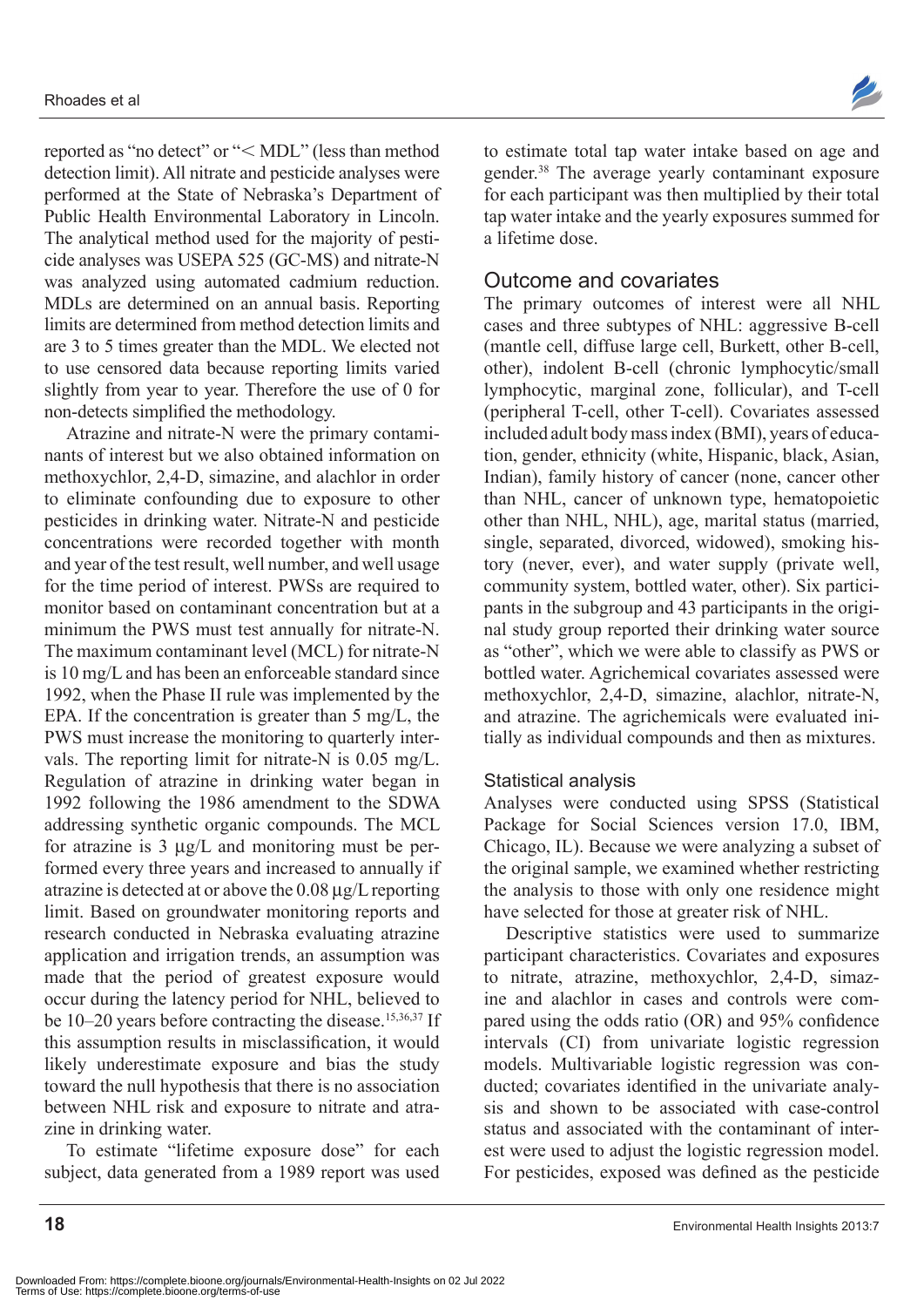reported as "no detect" or "< MDL" (less than method detection limit). All nitrate and pesticide analyses were performed at the State of Nebraska's Department of Public Health Environmental Laboratory in Lincoln. The analytical method used for the majority of pesticide analyses was USEPA 525 (GC-MS) and nitrate-N was analyzed using automated cadmium reduction. MDLs are determined on an annual basis. Reporting limits are determined from method detection limits and are 3 to 5 times greater than the MDL. We elected not to use censored data because reporting limits varied slightly from year to year. Therefore the use of 0 for non-detects simplified the methodology.

Atrazine and nitrate-N were the primary contaminants of interest but we also obtained information on methoxychlor, 2,4-D, simazine, and alachlor in order to eliminate confounding due to exposure to other pesticides in drinking water. Nitrate-N and pesticide concentrations were recorded together with month and year of the test result, well number, and well usage for the time period of interest. PWSs are required to monitor based on contaminant concentration but at a minimum the PWS must test annually for nitrate-N. The maximum contaminant level (MCL) for nitrate-N is 10 mg/L and has been an enforceable standard since 1992, when the Phase II rule was implemented by the EPA. If the concentration is greater than 5 mg/L, the PWS must increase the monitoring to quarterly intervals. The reporting limit for nitrate-N is 0.05 mg/L. Regulation of atrazine in drinking water began in 1992 following the 1986 amendment to the SDWA addressing synthetic organic compounds. The MCL for atrazine is 3 µg/L and monitoring must be performed every three years and increased to annually if atrazine is detected at or above the 0.08 µg/L reporting limit. Based on groundwater monitoring reports and research conducted in Nebraska evaluating atrazine application and irrigation trends, an assumption was made that the period of greatest exposure would occur during the latency period for NHL, believed to be 10–20 years before contracting the disease.[15,36,37] If this assumption results in misclassification, it would likely underestimate exposure and bias the study toward the null hypothesis that there is no association between NHL risk and exposure to nitrate and atrazine in drinking water.

To estimate "lifetime exposure dose" for each subject, data generated from a 1989 report was used to estimate total tap water intake based on age and gender.[38] The average yearly contaminant exposure for each participant was then multiplied by their total tap water intake and the yearly exposures summed for a lifetime dose.

## Outcome and covariates

The primary outcomes of interest were all NHL cases and three subtypes of NHL: aggressive B-cell (mantle cell, diffuse large cell, Burkett, other B-cell, other), indolent B-cell (chronic lymphocytic/small lymphocytic, marginal zone, follicular), and T-cell (peripheral T-cell, other T-cell). Covariates assessed included adult body mass index (BMI), years of education, gender, ethnicity (white, Hispanic, black, Asian, Indian), family history of cancer (none, cancer other than NHL, cancer of unknown type, hematopoietic other than NHL, NHL), age, marital status (married, single, separated, divorced, widowed), smoking history (never, ever), and water supply (private well, community system, bottled water, other). Six participants in the subgroup and 43 participants in the original study group reported their drinking water source as "other", which we were able to classify as PWS or bottled water. Agrichemical covariates assessed were methoxychlor, 2,4-D, simazine, alachlor, nitrate-N, and atrazine. The agrichemicals were evaluated initially as individual compounds and then as mixtures.

### Statistical analysis

Analyses were conducted using SPSS (Statistical Package for Social Sciences version 17.0, IBM, Chicago, IL). Because we were analyzing a subset of the original sample, we examined whether restricting the analysis to those with only one residence might have selected for those at greater risk of NHL.

Descriptive statistics were used to summarize participant characteristics. Covariates and exposures to nitrate, atrazine, methoxychlor, 2,4-D, simazine and alachlor in cases and controls were compared using the odds ratio (OR) and 95% confidence intervals (CI) from univariate logistic regression models. Multivariable logistic regression was conducted; covariates identified in the univariate analysis and shown to be associated with case-control status and associated with the contaminant of interest were used to adjust the logistic regression model. For pesticides, exposed was defined as the pesticide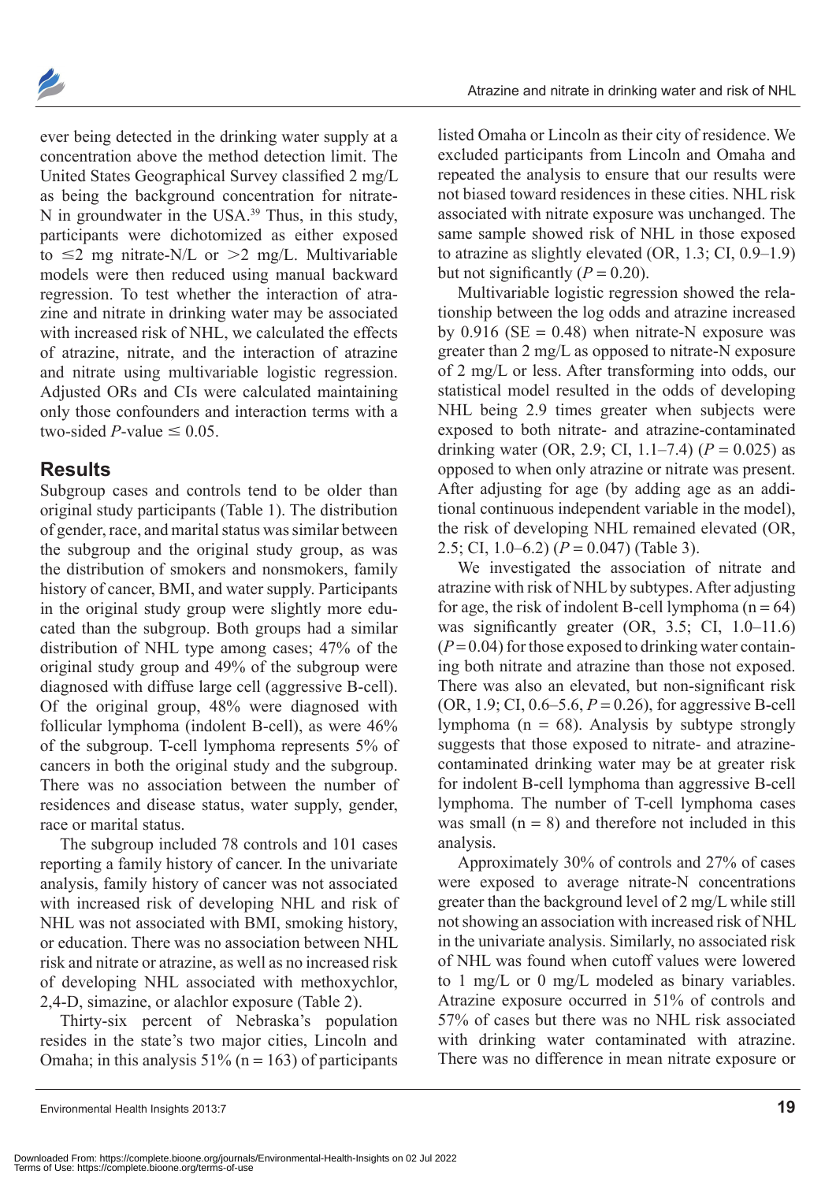ever being detected in the drinking water supply at a concentration above the method detection limit. The United States Geographical Survey classified 2 mg/L as being the background concentration for nitrate-N in groundwater in the USA.[39] Thus, in this study, participants were dichotomized as either exposed to ≤2 mg nitrate-N/L or >2 mg/L. Multivariable models were then reduced using manual backward regression. To test whether the interaction of atrazine and nitrate in drinking water may be associated with increased risk of NHL, we calculated the effects of atrazine, nitrate, and the interaction of atrazine and nitrate using multivariable logistic regression. Adjusted ORs and CIs were calculated maintaining only those confounders and interaction terms with a two-sided *P*-value ≤ 0.05.

## Results

Subgroup cases and controls tend to be older than original study participants (Table 1). The distribution of gender, race, and marital status was similar between the subgroup and the original study group, as was the distribution of smokers and nonsmokers, family history of cancer, BMI, and water supply. Participants in the original study group were slightly more educated than the subgroup. Both groups had a similar distribution of NHL type among cases; 47% of the original study group and 49% of the subgroup were diagnosed with diffuse large cell (aggressive B-cell). Of the original group, 48% were diagnosed with follicular lymphoma (indolent B-cell), as were 46% of the subgroup. T-cell lymphoma represents 5% of cancers in both the original study and the subgroup. There was no association between the number of residences and disease status, water supply, gender, race or marital status.

The subgroup included 78 controls and 101 cases reporting a family history of cancer. In the univariate analysis, family history of cancer was not associated with increased risk of developing NHL and risk of NHL was not associated with BMI, smoking history, or education. There was no association between NHL risk and nitrate or atrazine, as well as no increased risk of developing NHL associated with methoxychlor, 2,4-D, simazine, or alachlor exposure (Table 2).

Thirty-six percent of Nebraska's population resides in the state's two major cities, Lincoln and Omaha; in this analysis 51% (n = 163) of participants listed Omaha or Lincoln as their city of residence. We excluded participants from Lincoln and Omaha and repeated the analysis to ensure that our results were not biased toward residences in these cities. NHL risk associated with nitrate exposure was unchanged. The same sample showed risk of NHL in those exposed to atrazine as slightly elevated (OR, 1.3; CI, 0.9–1.9) but not significantly ($P = 0.20$).

Multivariable logistic regression showed the relationship between the log odds and atrazine increased by 0.916 (SE = 0.48) when nitrate-N exposure was greater than 2 mg/L as opposed to nitrate-N exposure of 2 mg/L or less. After transforming into odds, our statistical model resulted in the odds of developing NHL being 2.9 times greater when subjects were exposed to both nitrate- and atrazine-contaminated drinking water (OR, 2.9; CI, 1.1–7.4) ($P = 0.025$) as opposed to when only atrazine or nitrate was present. After adjusting for age (by adding age as an additional continuous independent variable in the model), the risk of developing NHL remained elevated (OR, 2.5; CI, 1.0–6.2) ($P = 0.047$) (Table 3).

We investigated the association of nitrate and atrazine with risk of NHL by subtypes. After adjusting for age, the risk of indolent B-cell lymphoma (n = 64) was significantly greater (OR, 3.5; CI, 1.0–11.6) ($P = 0.04$) for those exposed to drinking water containing both nitrate and atrazine than those not exposed. There was also an elevated, but non-significant risk (OR, 1.9; CI, 0.6–5.6, $P = 0.26$), for aggressive B-cell lymphoma (n = 68). Analysis by subtype strongly suggests that those exposed to nitrate- and atrazine-contaminated drinking water may be at greater risk for indolent B-cell lymphoma than aggressive B-cell lymphoma. The number of T-cell lymphoma cases was small (n = 8) and therefore not included in this analysis.

Approximately 30% of controls and 27% of cases were exposed to average nitrate-N concentrations greater than the background level of 2 mg/L while still not showing an association with increased risk of NHL in the univariate analysis. Similarly, no associated risk of NHL was found when cutoff values were lowered to 1 mg/L or 0 mg/L modeled as binary variables. Atrazine exposure occurred in 51% of controls and 57% of cases but there was no NHL risk associated with drinking water contaminated with atrazine. There was no difference in mean nitrate exposure or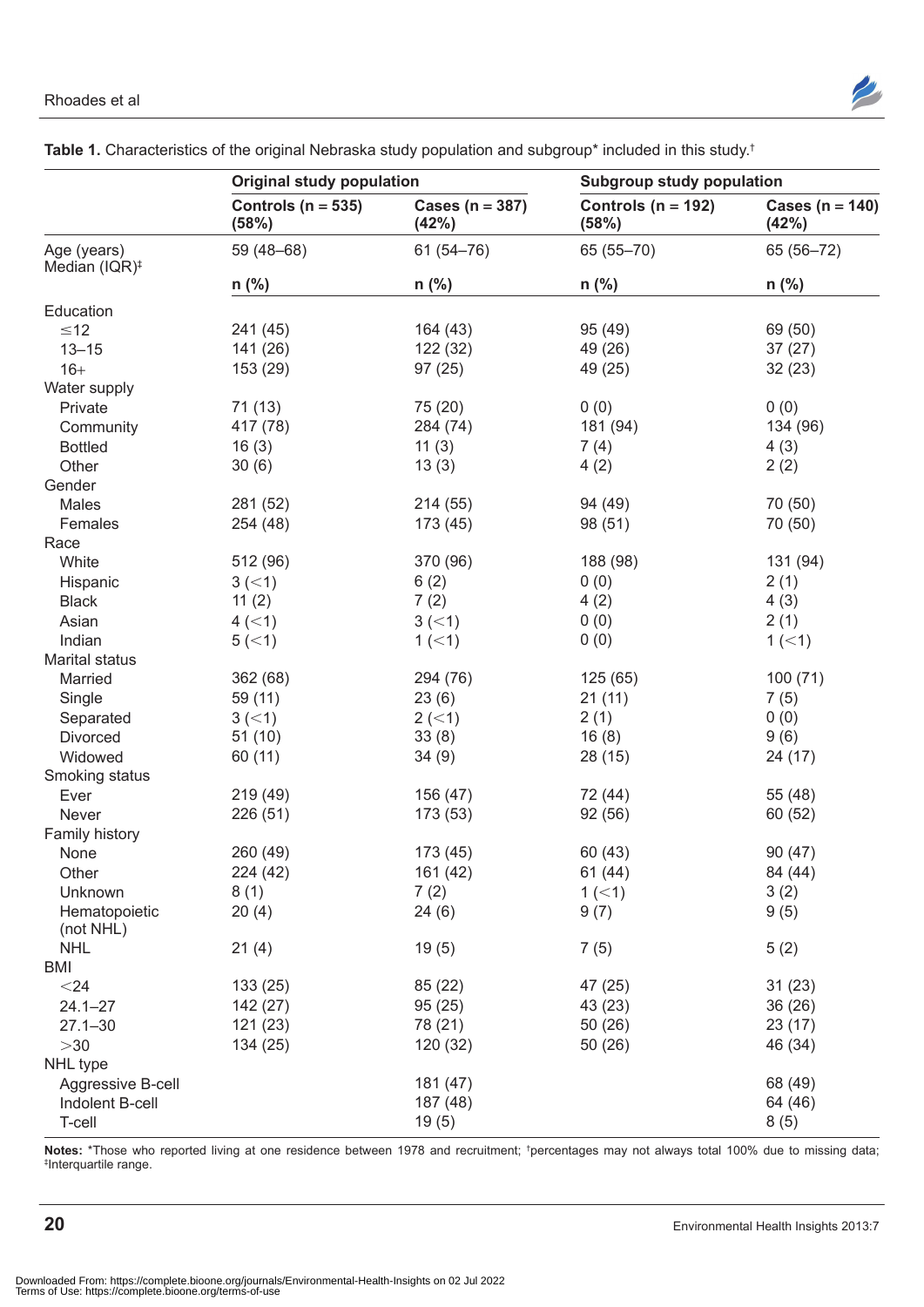**Table 1.** Characteristics of the original Nebraska study population and subgroup* included in this study.†

| | Original study population | | Subgroup study population | |
|---|---|---|---|---|
| | Controls (n = 535) (58%) | Cases (n = 387) (42%) | Controls (n = 192) (58%) | Cases (n = 140) (42%) |
| Age (years) Median (IQR)‡ | 59 (48–68) | 61 (54–76) | 65 (55–70) | 65 (56–72) |
| | n (%) | n (%) | n (%) | n (%) |
| Education | | | | |
| ≤12 | 241 (45) | 164 (43) | 95 (49) | 69 (50) |
| 13–15 | 141 (26) | 122 (32) | 49 (26) | 37 (27) |
| 16+ | 153 (29) | 97 (25) | 49 (25) | 32 (23) |
| Water supply | | | | |
| Private | 71 (13) | 75 (20) | 0 (0) | 0 (0) |
| Community | 417 (78) | 284 (74) | 181 (94) | 134 (96) |
| Bottled | 16 (3) | 11 (3) | 7 (4) | 4 (3) |
| Other | 30 (6) | 13 (3) | 4 (2) | 2 (2) |
| Gender | | | | |
| Males | 281 (52) | 214 (55) | 94 (49) | 70 (50) |
| Females | 254 (48) | 173 (45) | 98 (51) | 70 (50) |
| Race | | | | |
| White | 512 (96) | 370 (96) | 188 (98) | 131 (94) |
| Hispanic | 3 (<1) | 6 (2) | 0 (0) | 2 (1) |
| Black | 11 (2) | 7 (2) | 4 (2) | 4 (3) |
| Asian | 4 (<1) | 3 (<1) | 0 (0) | 2 (1) |
| Indian | 5 (<1) | 1 (<1) | 0 (0) | 1 (<1) |
| Marital status | | | | |
| Married | 362 (68) | 294 (76) | 125 (65) | 100 (71) |
| Single | 59 (11) | 23 (6) | 21 (11) | 7 (5) |
| Separated | 3 (<1) | 2 (<1) | 2 (1) | 0 (0) |
| Divorced | 51 (10) | 33 (8) | 16 (8) | 9 (6) |
| Widowed | 60 (11) | 34 (9) | 28 (15) | 24 (17) |
| Smoking status | | | | |
| Ever | 219 (49) | 156 (47) | 72 (44) | 55 (48) |
| Never | 226 (51) | 173 (53) | 92 (56) | 60 (52) |
| Family history | | | | |
| None | 260 (49) | 173 (45) | 60 (43) | 90 (47) |
| Other | 224 (42) | 161 (42) | 61 (44) | 84 (44) |
| Unknown | 8 (1) | 7 (2) | 1 (<1) | 3 (2) |
| Hematopoietic (not NHL) | 20 (4) | 24 (6) | 9 (7) | 9 (5) |
| NHL | 21 (4) | 19 (5) | 7 (5) | 5 (2) |
| BMI | | | | |
| <24 | 133 (25) | 85 (22) | 47 (25) | 31 (23) |
| 24.1–27 | 142 (27) | 95 (25) | 43 (23) | 36 (26) |
| 27.1–30 | 121 (23) | 78 (21) | 50 (26) | 23 (17) |
| >30 | 134 (25) | 120 (32) | 50 (26) | 46 (34) |
| NHL type | | | | |
| Aggressive B-cell | | 181 (47) | | 68 (49) |
| Indolent B-cell | | 187 (48) | | 64 (46) |
| T-cell | | 19 (5) | | 8 (5) |

**Notes:** *Those who reported living at one residence between 1978 and recruitment; †percentages may not always total 100% due to missing data; ‡Interquartile range.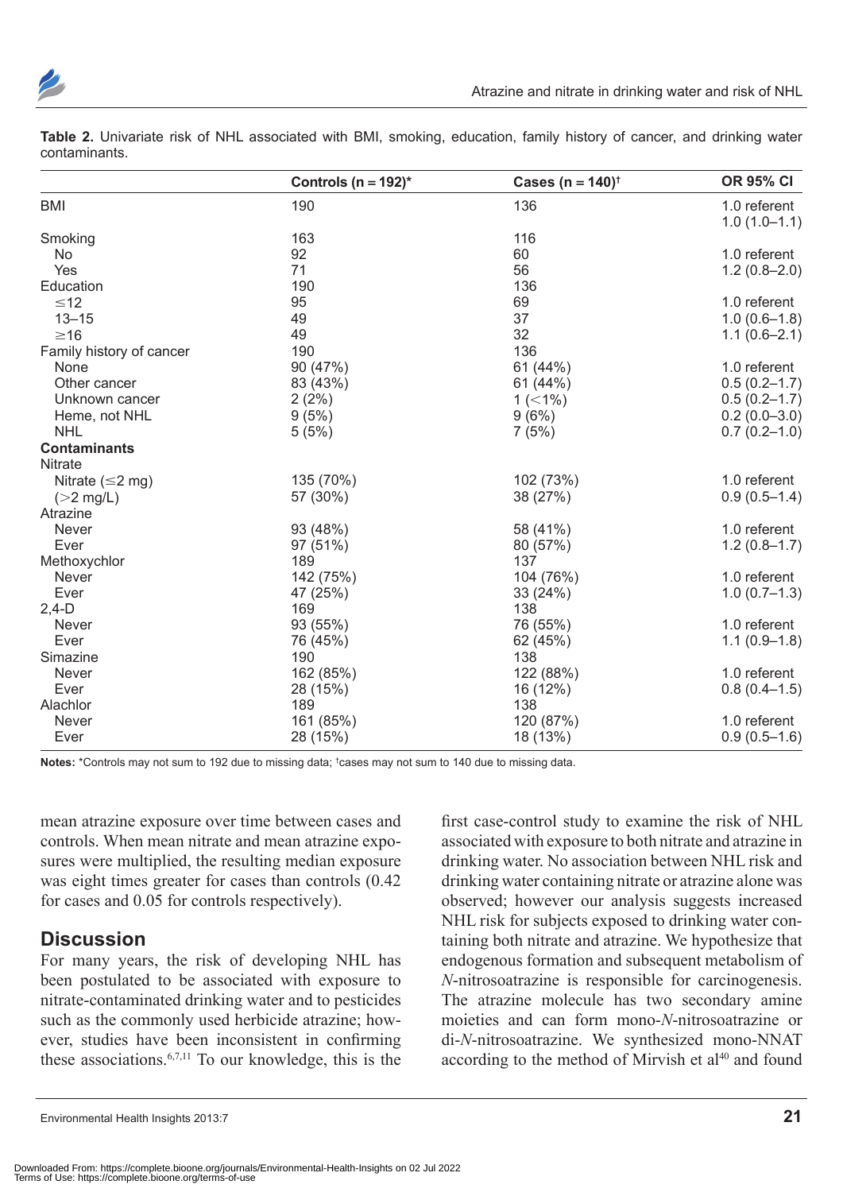**Table 2.** Univariate risk of NHL associated with BMI, smoking, education, family history of cancer, and drinking water contaminants.

| | Controls (n = 192)* | Cases (n = 140)† | OR 95% CI |
|---|---|---|---|
| BMI | 190 | 136 | 1.0 referent<br>1.0 (1.0–1.1) |
| Smoking | 163 | 116 | |
| No | 92 | 60 | 1.0 referent |
| Yes | 71 | 56 | 1.2 (0.8–2.0) |
| Education | 190 | 136 | |
| ≤12 | 95 | 69 | 1.0 referent |
| 13–15 | 49 | 37 | 1.0 (0.6–1.8) |
| ≥16 | 49 | 32 | 1.1 (0.6–2.1) |
| Family history of cancer | 190 | 136 | |
| None | 90 (47%) | 61 (44%) | 1.0 referent |
| Other cancer | 83 (43%) | 61 (44%) | 0.5 (0.2–1.7) |
| Unknown cancer | 2 (2%) | 1 (<1%) | 0.5 (0.2–1.7) |
| Heme, not NHL | 9 (5%) | 9 (6%) | 0.2 (0.0–3.0) |
| NHL | 5 (5%) | 7 (5%) | 0.7 (0.2–1.0) |
| **Contaminants** | | | |
| Nitrate | | | |
| Nitrate (≤2 mg) | 135 (70%) | 102 (73%) | 1.0 referent |
| (>2 mg/L) | 57 (30%) | 38 (27%) | 0.9 (0.5–1.4) |
| Atrazine | | | |
| Never | 93 (48%) | 58 (41%) | 1.0 referent |
| Ever | 97 (51%) | 80 (57%) | 1.2 (0.8–1.7) |
| Methoxychlor | 189 | 137 | |
| Never | 142 (75%) | 104 (76%) | 1.0 referent |
| Ever | 47 (25%) | 33 (24%) | 1.0 (0.7–1.3) |
| 2,4-D | 169 | 138 | |
| Never | 93 (55%) | 76 (55%) | 1.0 referent |
| Ever | 76 (45%) | 62 (45%) | 1.1 (0.9–1.8) |
| Simazine | 190 | 138 | |
| Never | 162 (85%) | 122 (88%) | 1.0 referent |
| Ever | 28 (15%) | 16 (12%) | 0.8 (0.4–1.5) |
| Alachlor | 189 | 138 | |
| Never | 161 (85%) | 120 (87%) | 1.0 referent |
| Ever | 28 (15%) | 18 (13%) | 0.9 (0.5–1.6) |

**Notes:** *Controls may not sum to 192 due to missing data; †cases may not sum to 140 due to missing data.

mean atrazine exposure over time between cases and controls. When mean nitrate and mean atrazine exposures were multiplied, the resulting median exposure was eight times greater for cases than controls (0.42 for cases and 0.05 for controls respectively).

## Discussion

For many years, the risk of developing NHL has been postulated to be associated with exposure to nitrate-contaminated drinking water and to pesticides such as the commonly used herbicide atrazine; however, studies have been inconsistent in confirming these associations.[6,7,11] To our knowledge, this is the first case-control study to examine the risk of NHL associated with exposure to both nitrate and atrazine in drinking water. No association between NHL risk and drinking water containing nitrate or atrazine alone was observed; however our analysis suggests increased NHL risk for subjects exposed to drinking water containing both nitrate and atrazine. We hypothesize that endogenous formation and subsequent metabolism of *N*-nitrosoatrazine is responsible for carcinogenesis. The atrazine molecule has two secondary amine moieties and can form mono-*N*-nitrosoatrazine or di-*N*-nitrosoatrazine. We synthesized mono-NNAT according to the method of Mirvish et al[40] and found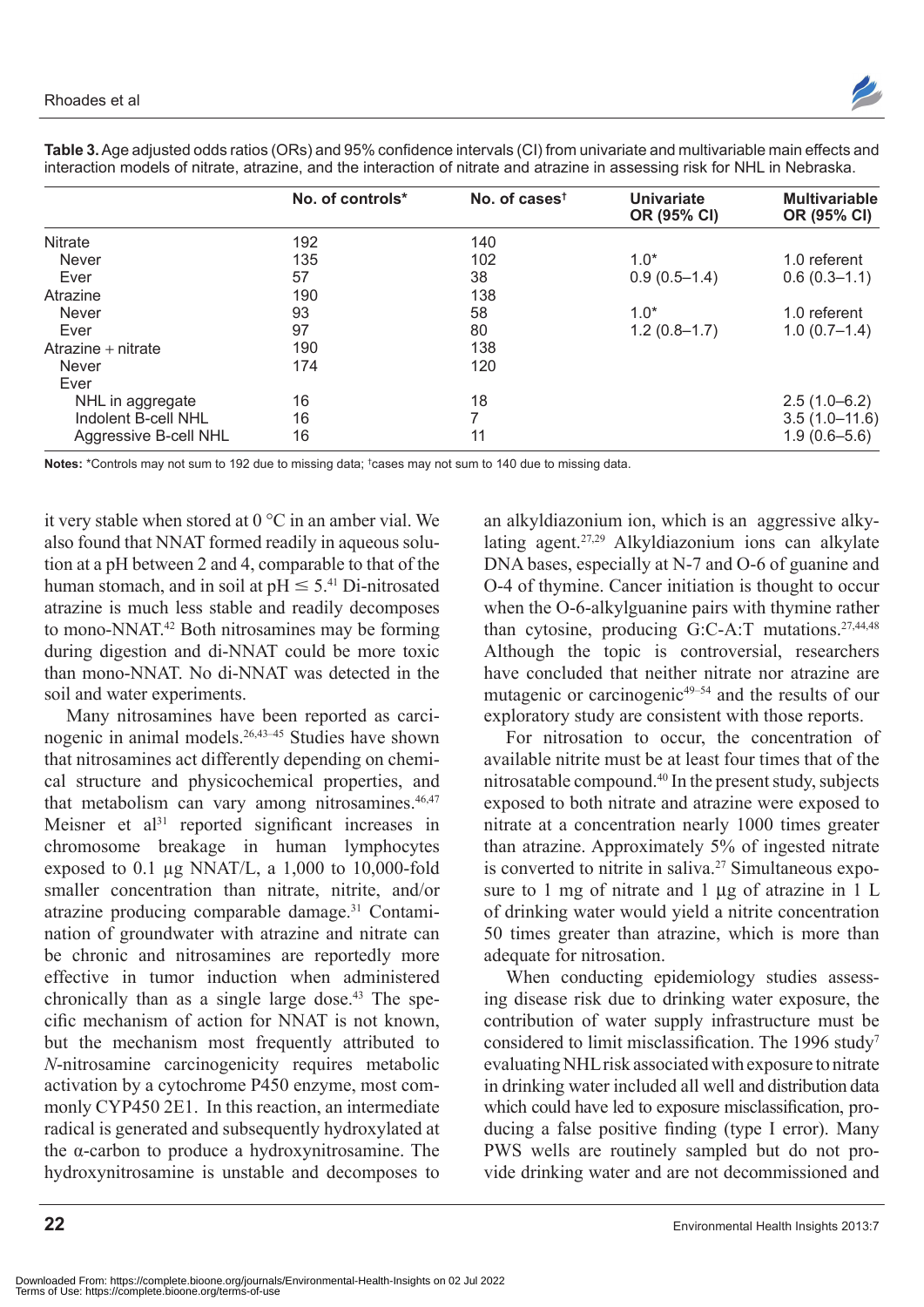**Table 3.** Age adjusted odds ratios (ORs) and 95% confidence intervals (CI) from univariate and multivariable main effects and interaction models of nitrate, atrazine, and the interaction of nitrate and atrazine in assessing risk for NHL in Nebraska.

| | No. of controls* | No. of cases† | Univariate OR (95% CI) | Multivariable OR (95% CI) |
|---|---|---|---|---|
| Nitrate | 192 | 140 | | |
| Never | 135 | 102 | 1.0* | 1.0 referent |
| Ever | 57 | 38 | 0.9 (0.5–1.4) | 0.6 (0.3–1.1) |
| Atrazine | 190 | 138 | | |
| Never | 93 | 58 | 1.0* | 1.0 referent |
| Ever | 97 | 80 | 1.2 (0.8–1.7) | 1.0 (0.7–1.4) |
| Atrazine + nitrate | 190 | 138 | | |
| Never | 174 | 120 | | |
| Ever | | | | |
| NHL in aggregate | 16 | 18 | | 2.5 (1.0–6.2) |
| Indolent B-cell NHL | 16 | 7 | | 3.5 (1.0–11.6) |
| Aggressive B-cell NHL | 16 | 11 | | 1.9 (0.6–5.6) |

**Notes:** *Controls may not sum to 192 due to missing data; †cases may not sum to 140 due to missing data.

it very stable when stored at 0 °C in an amber vial. We also found that NNAT formed readily in aqueous solution at a pH between 2 and 4, comparable to that of the human stomach, and in soil at pH ≤ 5.[41] Di-nitrosated atrazine is much less stable and readily decomposes to mono-NNAT.[42] Both nitrosamines may be forming during digestion and di-NNAT could be more toxic than mono-NNAT. No di-NNAT was detected in the soil and water experiments.

Many nitrosamines have been reported as carcinogenic in animal models.[26,43–45] Studies have shown that nitrosamines act differently depending on chemical structure and physicochemical properties, and that metabolism can vary among nitrosamines.[46,47] Meisner et al[31] reported significant increases in chromosome breakage in human lymphocytes exposed to 0.1 µg NNAT/L, a 1,000 to 10,000-fold smaller concentration than nitrate, nitrite, and/or atrazine producing comparable damage.[31] Contamination of groundwater with atrazine and nitrate can be chronic and nitrosamines are reportedly more effective in tumor induction when administered chronically than as a single large dose.[43] The specific mechanism of action for NNAT is not known, but the mechanism most frequently attributed to *N*-nitrosamine carcinogenicity requires metabolic activation by a cytochrome P450 enzyme, most commonly CYP450 2E1. In this reaction, an intermediate radical is generated and subsequently hydroxylated at the α-carbon to produce a hydroxynitrosamine. The hydroxynitrosamine is unstable and decomposes to an alkyldiazonium ion, which is an aggressive alkylating agent.[27,29] Alkyldiazonium ions can alkylate DNA bases, especially at N-7 and O-6 of guanine and O-4 of thymine. Cancer initiation is thought to occur when the O-6-alkylguanine pairs with thymine rather than cytosine, producing G:C-A:T mutations.[27,44,48] Although the topic is controversial, researchers have concluded that neither nitrate nor atrazine are mutagenic or carcinogenic[49–54] and the results of our exploratory study are consistent with those reports.

For nitrosation to occur, the concentration of available nitrite must be at least four times that of the nitrosatable compound.[40] In the present study, subjects exposed to both nitrate and atrazine were exposed to nitrate at a concentration nearly 1000 times greater than atrazine. Approximately 5% of ingested nitrate is converted to nitrite in saliva.[27] Simultaneous exposure to 1 mg of nitrate and 1 µg of atrazine in 1 L of drinking water would yield a nitrite concentration 50 times greater than atrazine, which is more than adequate for nitrosation.

When conducting epidemiology studies assessing disease risk due to drinking water exposure, the contribution of water supply infrastructure must be considered to limit misclassification. The 1996 study[7] evaluating NHL risk associated with exposure to nitrate in drinking water included all well and distribution data which could have led to exposure misclassification, producing a false positive finding (type I error). Many PWS wells are routinely sampled but do not provide drinking water and are not decommissioned and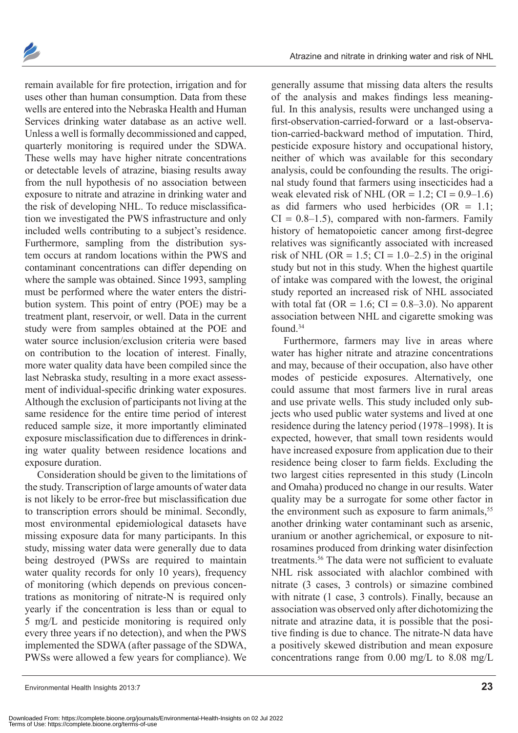remain available for fire protection, irrigation and for uses other than human consumption. Data from these wells are entered into the Nebraska Health and Human Services drinking water database as an active well. Unless a well is formally decommissioned and capped, quarterly monitoring is required under the SDWA. These wells may have higher nitrate concentrations or detectable levels of atrazine, biasing results away from the null hypothesis of no association between exposure to nitrate and atrazine in drinking water and the risk of developing NHL. To reduce misclassification we investigated the PWS infrastructure and only included wells contributing to a subject's residence. Furthermore, sampling from the distribution system occurs at random locations within the PWS and contaminant concentrations can differ depending on where the sample was obtained. Since 1993, sampling must be performed where the water enters the distribution system. This point of entry (POE) may be a treatment plant, reservoir, or well. Data in the current study were from samples obtained at the POE and water source inclusion/exclusion criteria were based on contribution to the location of interest. Finally, more water quality data have been compiled since the last Nebraska study, resulting in a more exact assessment of individual-specific drinking water exposures. Although the exclusion of participants not living at the same residence for the entire time period of interest reduced sample size, it more importantly eliminated exposure misclassification due to differences in drinking water quality between residence locations and exposure duration.

Consideration should be given to the limitations of the study. Transcription of large amounts of water data is not likely to be error-free but misclassification due to transcription errors should be minimal. Secondly, most environmental epidemiological datasets have missing exposure data for many participants. In this study, missing water data were generally due to data being destroyed (PWSs are required to maintain water quality records for only 10 years), frequency of monitoring (which depends on previous concentrations as monitoring of nitrate-N is required only yearly if the concentration is less than or equal to 5 mg/L and pesticide monitoring is required only every three years if no detection), and when the PWS implemented the SDWA (after passage of the SDWA, PWSs were allowed a few years for compliance). We generally assume that missing data alters the results of the analysis and makes findings less meaningful. In this analysis, results were unchanged using a first-observation-carried-forward or a last-observation-carried-backward method of imputation. Third, pesticide exposure history and occupational history, neither of which was available for this secondary analysis, could be confounding the results. The original study found that farmers using insecticides had a weak elevated risk of NHL (OR = 1.2; CI = 0.9–1.6) as did farmers who used herbicides (OR = 1.1; CI = 0.8–1.5), compared with non-farmers. Family history of hematopoietic cancer among first-degree relatives was significantly associated with increased risk of NHL (OR = 1.5; CI = 1.0–2.5) in the original study but not in this study. When the highest quartile of intake was compared with the lowest, the original study reported an increased risk of NHL associated with total fat (OR = 1.6; CI = 0.8–3.0). No apparent association between NHL and cigarette smoking was found.[34]

Furthermore, farmers may live in areas where water has higher nitrate and atrazine concentrations and may, because of their occupation, also have other modes of pesticide exposures. Alternatively, one could assume that most farmers live in rural areas and use private wells. This study included only subjects who used public water systems and lived at one residence during the latency period (1978–1998). It is expected, however, that small town residents would have increased exposure from application due to their residence being closer to farm fields. Excluding the two largest cities represented in this study (Lincoln and Omaha) produced no change in our results. Water quality may be a surrogate for some other factor in the environment such as exposure to farm animals,[55] another drinking water contaminant such as arsenic, uranium or another agrichemical, or exposure to nitrosamines produced from drinking water disinfection treatments.[56] The data were not sufficient to evaluate NHL risk associated with alachlor combined with nitrate (3 cases, 3 controls) or simazine combined with nitrate (1 case, 3 controls). Finally, because an association was observed only after dichotomizing the nitrate and atrazine data, it is possible that the positive finding is due to chance. The nitrate-N data have a positively skewed distribution and mean exposure concentrations range from 0.00 mg/L to 8.08 mg/L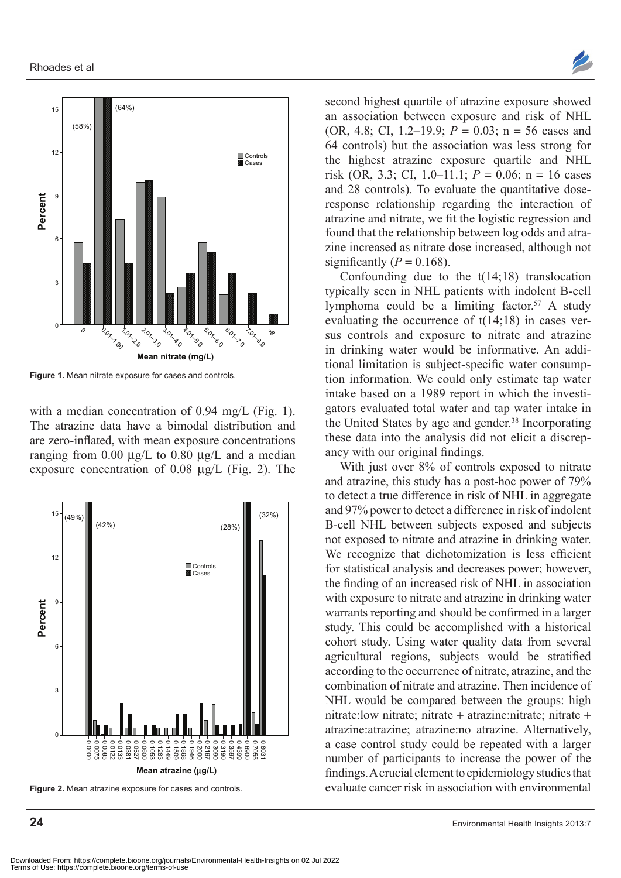Figure 1. Mean nitrate exposure for cases and controls.

with a median concentration of 0.94 mg/L (Fig. 1). The atrazine data have a bimodal distribution and are zero-inflated, with mean exposure concentrations ranging from 0.00 µg/L to 0.80 µg/L and a median exposure concentration of 0.08 µg/L (Fig. 2). The

Figure 2. Mean atrazine exposure for cases and controls.

second highest quartile of atrazine exposure showed an association between exposure and risk of NHL (OR, 4.8; CI, 1.2–19.9; $P = 0.03$; n = 56 cases and 64 controls) but the association was less strong for the highest atrazine exposure quartile and NHL risk (OR, 3.3; CI, 1.0–11.1; $P = 0.06$; n = 16 cases and 28 controls). To evaluate the quantitative dose-response relationship regarding the interaction of atrazine and nitrate, we fit the logistic regression and found that the relationship between log odds and atrazine increased as nitrate dose increased, although not significantly ($P = 0.168$).

Confounding due to the t(14;18) translocation typically seen in NHL patients with indolent B-cell lymphoma could be a limiting factor.[57] A study evaluating the occurrence of t(14;18) in cases versus controls and exposure to nitrate and atrazine in drinking water would be informative. An additional limitation is subject-specific water consumption information. We could only estimate tap water intake based on a 1989 report in which the investigators evaluated total water and tap water intake in the United States by age and gender.[38] Incorporating these data into the analysis did not elicit a discrepancy with our original findings.

With just over 8% of controls exposed to nitrate and atrazine, this study has a post-hoc power of 79% to detect a true difference in risk of NHL in aggregate and 97% power to detect a difference in risk of indolent B-cell NHL between subjects exposed and subjects not exposed to nitrate and atrazine in drinking water. We recognize that dichotomization is less efficient for statistical analysis and decreases power; however, the finding of an increased risk of NHL in association with exposure to nitrate and atrazine in drinking water warrants reporting and should be confirmed in a larger study. This could be accomplished with a historical cohort study. Using water quality data from several agricultural regions, subjects would be stratified according to the occurrence of nitrate, atrazine, and the combination of nitrate and atrazine. Then incidence of NHL would be compared between the groups: high nitrate:low nitrate; nitrate + atrazine:nitrate; nitrate + atrazine:atrazine; atrazine:no atrazine. Alternatively, a case control study could be repeated with a larger number of participants to increase the power of the findings. A crucial element to epidemiology studies that evaluate cancer risk in association with environmental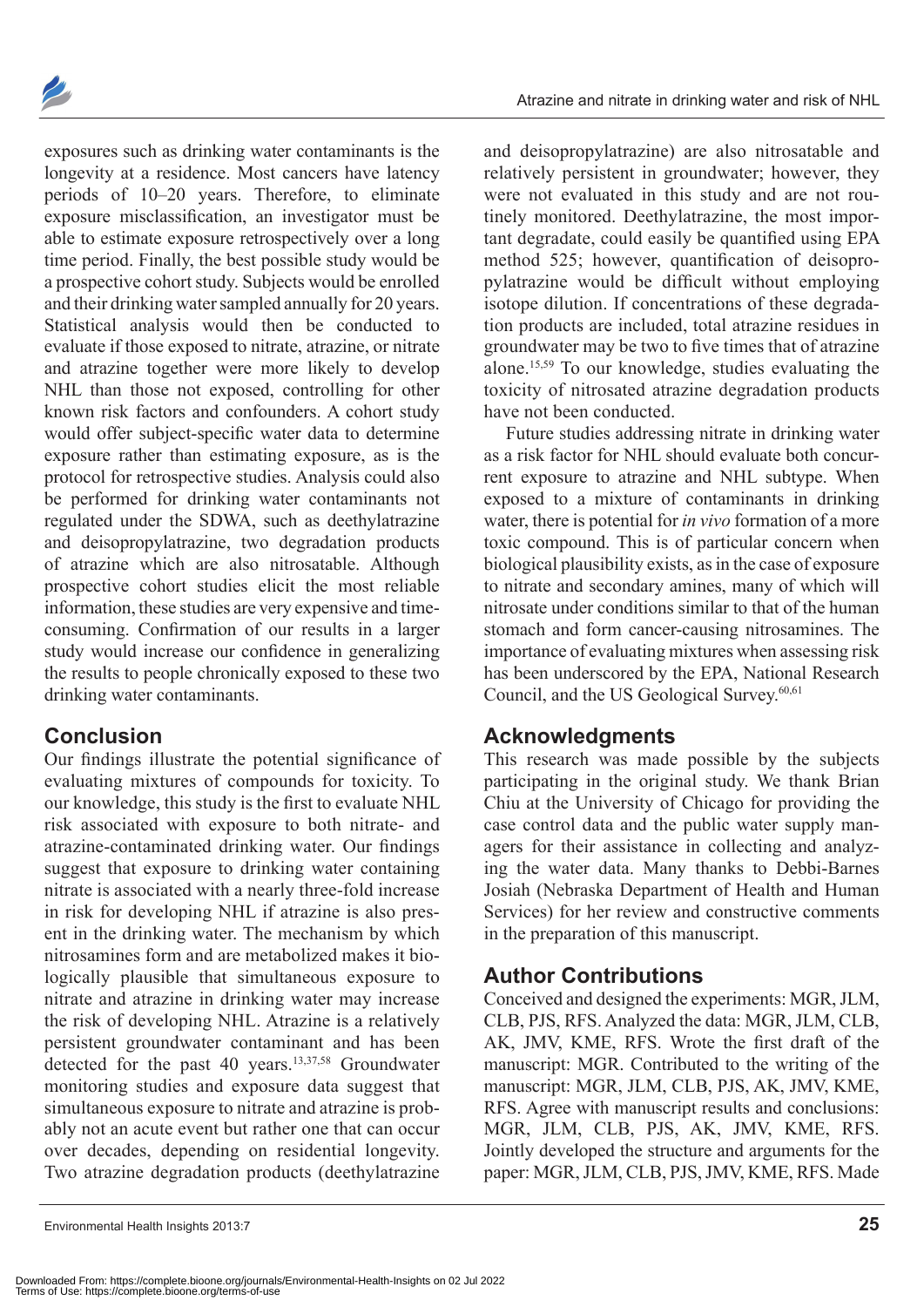exposures such as drinking water contaminants is the longevity at a residence. Most cancers have latency periods of 10–20 years. Therefore, to eliminate exposure misclassification, an investigator must be able to estimate exposure retrospectively over a long time period. Finally, the best possible study would be a prospective cohort study. Subjects would be enrolled and their drinking water sampled annually for 20 years. Statistical analysis would then be conducted to evaluate if those exposed to nitrate, atrazine, or nitrate and atrazine together were more likely to develop NHL than those not exposed, controlling for other known risk factors and confounders. A cohort study would offer subject-specific water data to determine exposure rather than estimating exposure, as is the protocol for retrospective studies. Analysis could also be performed for drinking water contaminants not regulated under the SDWA, such as deethylatrazine and deisopropylatrazine, two degradation products of atrazine which are also nitrosatable. Although prospective cohort studies elicit the most reliable information, these studies are very expensive and time-consuming. Confirmation of our results in a larger study would increase our confidence in generalizing the results to people chronically exposed to these two drinking water contaminants.

## Conclusion

Our findings illustrate the potential significance of evaluating mixtures of compounds for toxicity. To our knowledge, this study is the first to evaluate NHL risk associated with exposure to both nitrate- and atrazine-contaminated drinking water. Our findings suggest that exposure to drinking water containing nitrate is associated with a nearly three-fold increase in risk for developing NHL if atrazine is also present in the drinking water. The mechanism by which nitrosamines form and are metabolized makes it biologically plausible that simultaneous exposure to nitrate and atrazine in drinking water may increase the risk of developing NHL. Atrazine is a relatively persistent groundwater contaminant and has been detected for the past 40 years.[13,37,58] Groundwater monitoring studies and exposure data suggest that simultaneous exposure to nitrate and atrazine is probably not an acute event but rather one that can occur over decades, depending on residential longevity. Two atrazine degradation products (deethylatrazine and deisopropylatrazine) are also nitrosatable and relatively persistent in groundwater; however, they were not evaluated in this study and are not routinely monitored. Deethylatrazine, the most important degradate, could easily be quantified using EPA method 525; however, quantification of deisopropylatrazine would be difficult without employing isotope dilution. If concentrations of these degradation products are included, total atrazine residues in groundwater may be two to five times that of atrazine alone.[15,59] To our knowledge, studies evaluating the toxicity of nitrosated atrazine degradation products have not been conducted.

Future studies addressing nitrate in drinking water as a risk factor for NHL should evaluate both concurrent exposure to atrazine and NHL subtype. When exposed to a mixture of contaminants in drinking water, there is potential for *in vivo* formation of a more toxic compound. This is of particular concern when biological plausibility exists, as in the case of exposure to nitrate and secondary amines, many of which will nitrosate under conditions similar to that of the human stomach and form cancer-causing nitrosamines. The importance of evaluating mixtures when assessing risk has been underscored by the EPA, National Research Council, and the US Geological Survey.[60,61]

## Acknowledgments

This research was made possible by the subjects participating in the original study. We thank Brian Chiu at the University of Chicago for providing the case control data and the public water supply managers for their assistance in collecting and analyzing the water data. Many thanks to Debbi-Barnes Josiah (Nebraska Department of Health and Human Services) for her review and constructive comments in the preparation of this manuscript.

## Author Contributions

Conceived and designed the experiments: MGR, JLM, CLB, PJS, RFS. Analyzed the data: MGR, JLM, CLB, AK, JMV, KME, RFS. Wrote the first draft of the manuscript: MGR. Contributed to the writing of the manuscript: MGR, JLM, CLB, PJS, AK, JMV, KME, RFS. Agree with manuscript results and conclusions: MGR, JLM, CLB, PJS, AK, JMV, KME, RFS. Jointly developed the structure and arguments for the paper: MGR, JLM, CLB, PJS, JMV, KME, RFS. Made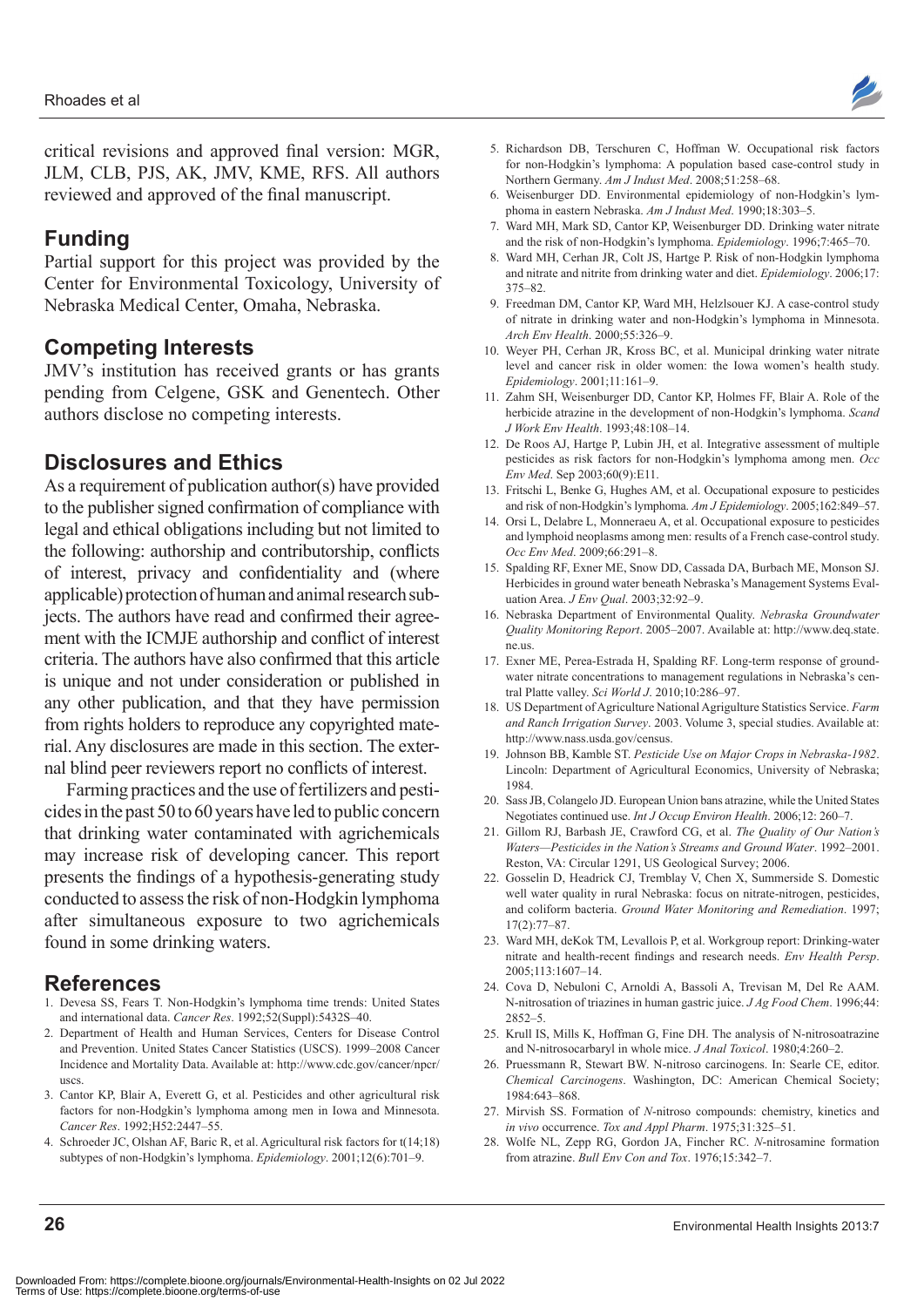critical revisions and approved final version: MGR, JLM, CLB, PJS, AK, JMV, KME, RFS. All authors reviewed and approved of the final manuscript.

## Funding

Partial support for this project was provided by the Center for Environmental Toxicology, University of Nebraska Medical Center, Omaha, Nebraska.

## Competing Interests

JMV's institution has received grants or has grants pending from Celgene, GSK and Genentech. Other authors disclose no competing interests.

## Disclosures and Ethics

As a requirement of publication author(s) have provided to the publisher signed confirmation of compliance with legal and ethical obligations including but not limited to the following: authorship and contributorship, conflicts of interest, privacy and confidentiality and (where applicable) protection of human and animal research subjects. The authors have read and confirmed their agreement with the ICMJE authorship and conflict of interest criteria. The authors have also confirmed that this article is unique and not under consideration or published in any other publication, and that they have permission from rights holders to reproduce any copyrighted material. Any disclosures are made in this section. The external blind peer reviewers report no conflicts of interest.

Farming practices and the use of fertilizers and pesticides in the past 50 to 60 years have led to public concern that drinking water contaminated with agrichemicals may increase risk of developing cancer. This report presents the findings of a hypothesis-generating study conducted to assess the risk of non-Hodgkin lymphoma after simultaneous exposure to two agrichemicals found in some drinking waters.

## References

1. Devesa SS, Fears T. Non-Hodgkin's lymphoma time trends: United States and international data. *Cancer Res*. 1992;52(Suppl):5432S–40.
2. Department of Health and Human Services, Centers for Disease Control and Prevention. United States Cancer Statistics (USCS). 1999–2008 Cancer Incidence and Mortality Data. Available at: http://www.cdc.gov/cancer/npcr/uscs.
3. Cantor KP, Blair A, Everett G, et al. Pesticides and other agricultural risk factors for non-Hodgkin's lymphoma among men in Iowa and Minnesota. *Cancer Res*. 1992;H52:2447–55.
4. Schroeder JC, Olshan AF, Baric R, et al. Agricultural risk factors for t(14;18) subtypes of non-Hodgkin's lymphoma. *Epidemiology*. 2001;12(6):701–9.
5. Richardson DB, Terschuren C, Hoffman W. Occupational risk factors for non-Hodgkin's lymphoma: A population based case-control study in Northern Germany. *Am J Indust Med*. 2008;51:258–68.
6. Weisenburger DD. Environmental epidemiology of non-Hodgkin's lymphoma in eastern Nebraska. *Am J Indust Med*. 1990;18:303–5.
7. Ward MH, Mark SD, Cantor KP, Weisenburger DD. Drinking water nitrate and the risk of non-Hodgkin's lymphoma. *Epidemiology*. 1996;7:465–70.
8. Ward MH, Cerhan JR, Colt JS, Hartge P. Risk of non-Hodgkin lymphoma and nitrate and nitrite from drinking water and diet. *Epidemiology*. 2006;17:375–82.
9. Freedman DM, Cantor KP, Ward MH, Helzlsouer KJ. A case-control study of nitrate in drinking water and non-Hodgkin's lymphoma in Minnesota. *Arch Env Health*. 2000;55:326–9.
10. Weyer PH, Cerhan JR, Kross BC, et al. Municipal drinking water nitrate level and cancer risk in older women: the Iowa women's health study. *Epidemiology*. 2001;11:161–9.
11. Zahm SH, Weisenburger DD, Cantor KP, Holmes FF, Blair A. Role of the herbicide atrazine in the development of non-Hodgkin's lymphoma. *Scand J Work Env Health*. 1993;48:108–14.
12. De Roos AJ, Hartge P, Lubin JH, et al. Integrative assessment of multiple pesticides as risk factors for non-Hodgkin's lymphoma among men. *Occ Env Med*. Sep 2003;60(9):E11.
13. Fritschi L, Benke G, Hughes AM, et al. Occupational exposure to pesticides and risk of non-Hodgkin's lymphoma. *Am J Epidemiology*. 2005;162:849–57.
14. Orsi L, Delabre L, Monneraeu A, et al. Occupational exposure to pesticides and lymphoid neoplasms among men: results of a French case-control study. *Occ Env Med*. 2009;66:291–8.
15. Spalding RF, Exner ME, Snow DD, Cassada DA, Burbach ME, Monson SJ. Herbicides in ground water beneath Nebraska's Management Systems Evaluation Area. *J Env Qual*. 2003;32:92–9.
16. Nebraska Department of Environmental Quality. *Nebraska Groundwater Quality Monitoring Report*. 2005–2007. Available at: http://www.deq.state.ne.us.
17. Exner ME, Perea-Estrada H, Spalding RF. Long-term response of groundwater nitrate concentrations to management regulations in Nebraska's central Platte valley. *Sci World J*. 2010;10:286–97.
18. US Department of Agriculture National Agrigulture Statistics Service. *Farm and Ranch Irrigation Survey*. 2003. Volume 3, special studies. Available at: http://www.nass.usda.gov/census.
19. Johnson BB, Kamble ST. *Pesticide Use on Major Crops in Nebraska-1982*. Lincoln: Department of Agricultural Economics, University of Nebraska; 1984.
20. Sass JB, Colangelo JD. European Union bans atrazine, while the United States Negotiates continued use. *Int J Occup Environ Health*. 2006;12: 260–7.
21. Gillom RJ, Barbash JE, Crawford CG, et al. *The Quality of Our Nation's Waters—Pesticides in the Nation's Streams and Ground Water*. 1992–2001. Reston, VA: Circular 1291, US Geological Survey; 2006.
22. Gosselin D, Headrick CJ, Tremblay V, Chen X, Summerside S. Domestic well water quality in rural Nebraska: focus on nitrate-nitrogen, pesticides, and coliform bacteria. *Ground Water Monitoring and Remediation*. 1997; 17(2):77–87.
23. Ward MH, deKok TM, Levallois P, et al. Workgroup report: Drinking-water nitrate and health-recent findings and research needs. *Env Health Persp*. 2005;113:1607–14.
24. Cova D, Nebuloni C, Arnoldi A, Bassoli A, Trevisan M, Del Re AAM. N-nitrosation of triazines in human gastric juice. *J Ag Food Chem*. 1996;44: 2852–5.
25. Krull IS, Mills K, Hoffman G, Fine DH. The analysis of N-nitrosoatrazine and N-nitrosocarbaryl in whole mice. *J Anal Toxicol*. 1980;4:260–2.
26. Pruessmann R, Stewart BW. N-nitroso carcinogens. In: Searle CE, editor. *Chemical Carcinogens*. Washington, DC: American Chemical Society; 1984:643–868.
27. Mirvish SS. Formation of *N*-nitroso compounds: chemistry, kinetics and *in vivo* occurrence. *Tox and Appl Pharm*. 1975;31:325–51.
28. Wolfe NL, Zepp RG, Gordon JA, Fincher RC. *N*-nitrosamine formation from atrazine. *Bull Env Con and Tox*. 1976;15:342–7.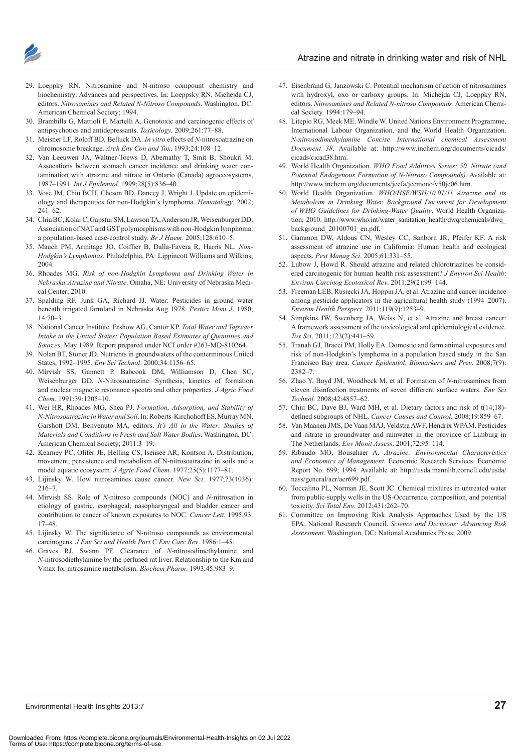29. Loeppky RN. Nitrosamine and N-nitroso compound chemistry and biochemistry: Advances and perspectives. In: Loeppsky RN, Michejda CJ, editors. *Nitrosamines and Related N-Nitroso Compounds*. Washington, DC: American Chemical Society; 1994.
30. Brambilla G, Mattioli F, Martelli A. Genotoxic and carcinogenic effects of antipsychotics and antidepressants. *Toxicology*. 2009;261:77–88.
31. Meisner LF, Roloff BD, Belluck DA. *In vitro* effects of *N*-nitrosoatrazine on chromosome breakage. *Arch Env Con and Tox*. 1993;24:108–12.
32. Van Leeuwen JA, Waltner-Toews D, Abernathy T, Smit B, Shoukri M. Assocations between stomach cancer incidence and drinking water contamination with atrazine and nitrate in Ontario (Canada) agroecosystems, 1987–1991. *Int J Epidemiol*. 1999;28(5):836–40.
33. Vose JM, Chiu BCH, Cheson BD, Dancey J, Wright J. Update on epidemiology and therapeutics for non-Hodgkin's lymphoma. *Hematology*. 2002; 241–62.
34. Chiu BC, Kolar C, Gapstur SM, Lawson TA, Anderson JR, Weisenburger DD. Association of NAT and GST polymorphisms with non-Hodgkin lymphoma: a population-based case-control study. *Br J Haem*. 2005;128:610–5.
35. Mauch PM, Armitage JO, Coiffier B, Dalla-Favera R, Harris NL. *Non-Hodgkin's Lymphomas*. Philadelphia, PA: Lippincott Williams and Wilkins; 2004.
36. Rhoades MG. *Risk of non-Hodgkin Lymphoma and Drinking Water in Nebraska:Atrazine and Nitrate*. Omaha, NE: University of Nebraska Medical Center; 2010.
37. Spalding RF, Junk GA, Richard JJ. Water: Pesticides in ground water beneath irrigated farmland in Nebraska Aug 1978. *Pestici Moni J*. 1980; 14:70–3.
38. National Cancer Institute. Ershow AG, Cantor KP. *Total Water and Tapwaer Intake in the United States: Population Based Estimates of Quantities and Sources*. May 1989. Report prepared under NCI order #263-MD-810264.
39. Nolan BT, Stoner JD. Nutrients in groundwaters of the conterminous United States, 1992–1995. *Env Sci Technol*. 2000;34:1156–65.
40. Mirvish SS, Gannett P, Babcook DM, Williamson D, Chen SC, Weisenburger DD. *N*-Nitrosoatrazine: Synthesis, kinetics of formation and nuclear magnetic resonance spectra and other properties. *J Agric Food Chem*. 1991;39:1205–10.
41. Wei HR, Rhoades MG, Shea PJ. *Formation, Adsorption, and Stability of N-Nitrosoatrazine in Water and Soil*. In: Roberts-Kirchohoff ES, Murray MN, Garshott DM, Benvenuto MA, editors. *It's All in the Water: Studies of Materials and Conditions in Fresh and Salt Water Bodies*. Washington, DC: American Chemical Society; 2011:3–19.
42. Kearney PC, Olifer JE, Helling CS, Isensee AR, Kontson A. Distribution, movement, persistence and metabolism of N-nitrosoatrazine in soils and a model aquatic ecosystem. *J Agric Food Chem*. 1977;25(5):1177–81.
43. Lijinsky W. How nitrosamines cause cancer. *New Sci*. 1977;73(1036): 216–7.
44. Mirvish SS. Role of *N*-nitroso compounds (NOC) and *N*-nitrosation in etiology of gastric, esophageal, nasopharyngeal and bladder cancer and contribution to cancer of known exposures to NOC. *Cancer Lett*. 1995;93: 17–48.
45. Lijinsky W. The significance of N-nitroso compounds as environmental carcinogens. *J Env Sci and Health Part C Env Carc Rev*. 1986:1–45.
46. Graves RJ, Swann PF. Clearance of *N*-nitrosodimethylamine and *N*-nitrosodiethylamine by the perfused rat liver. Relationship to the Km and Vmax for nitrosamine metabolism. *Biochem Pharm*. 1993;45:983–9.
47. Eisenbrand G, Janzowski C. Potential mechanism of action of nitrosamines with hydroxyl, oxo or carboxy groups. In: Michejda CJ, Loeppky RN, editors. *Nitrosamines and Related N-nitroso Compounds*. American Chemical Society. 1994:179–94.
48. Liteplo RG, Meek ME, Windle W. United Nations Environment Programme, International Labour Organization, and the World Health Organization. *N-nitrosodimethylamine Concise International chemical Assessment Document 38*. Available at: http://www.inchem.org/documents/cicads/cicads/cicad38.htm.
49. World Health Organization. *WHO Food Additives Series: 50. Nitrate (and Potential Endogenous Formation of N-Nitroso Compounds)*. Available at: http://www.inchem.org/documents/jecfa/jecmono/v50je06.htm.
50. World Health Organization. *WHO/HSE/WSH/10.01/11 Atrazine and its Metabolism in Drinking Water. Background Document for Development of WHO Guidelines for Drinking-Water Quality*. World Health Organization; 2010. http://www.who.int/water_sanitation_health/dwq/chemicals/dwq_background_20100701_en.pdf.
51. Gammon DW, Aldous CN, Wesley CC, Sanborn JR, Pfeifer KF. A risk assessment of atrazine use in California: Human health and ecological aspects. *Pest Manag Sci*. 2005;61:331–55.
52. Lubow J, Howd R. Should atrazine and related chlorotriazines be considered carcinogenic for human health risk assessment? *J Environ Sci Health*: *Environ Carcinog Ecotoxicol Rev*. 2011;29(2):99–144.
53. Freeman LEB, Rusiecki JA, Hoppin JA, et al. Atrazine and cancer incidence among pesticide applicators in the agricultural health study (1994–2007). *Environ Health Perspect*. 2011;119(9):1253–9.
54. Simpkins JW, Swenberg JA, Weiss N, et al. Atrazine and breast cancer: A framework assessment of the toxicological and epidemiological evidence. *Tox Sci*. 2011;123(2):441–59.
55. Tranah GJ, Bracci PM, Holly EA. Domestic and farm animal exposures and risk of non-Hodgkin's lymphoma in a population based study in the San Francisco Bay area. *Cancer Epidemiol*, *Biomarkers and Prev*. 2008;7(9): 2382–7.
56. Zhao Y, Boyd JM, Woodbeck M, et al. Formation of *N*-nitrosamines from eleven disinfection treatments of seven different surface waters. *Env Sci Technol*. 2008;42:4857–62.
57. Chiu BC, Dave BJ, Ward MH, et al. Dietary factors and risk of t(14;18)-defined subgroups of NHL. *Cancer Causes and Control*. 2008;19:859–67.
58. Van Maanen JMS, De Vaan MAJ, Veldstra AWF, Hendrix WPAM. Pesticides and nitrate in groundwater and rainwater in the province of Limburg in The Netherlands. *Env Monit Assess*. 2001;72:95–114.
59. Ribaudo MO, Bousahaer A. *Atrazine: Environmental Characteristics and Economics of Management*. Economic Research Services. Economic Report No. 699; 1994. Available at: http://usda.mannlib.cornell.edu/usda/nass/general/aer/aer699.pdf.
60. Toccalino PL, Norman JE, Scott JC. Chemical mixtures in untreated water from public-supply wells in the US-Occurrence, composition, and potential toxicity. *Sci Total Env*. 2012;431:262–70.
61. Committee on Improving Risk Analysis Approaches Used by the US EPA, National Research Council. *Science and Decisions: Advancing Risk Assessment*. Washington, DC: National Acadamies Press; 2009.